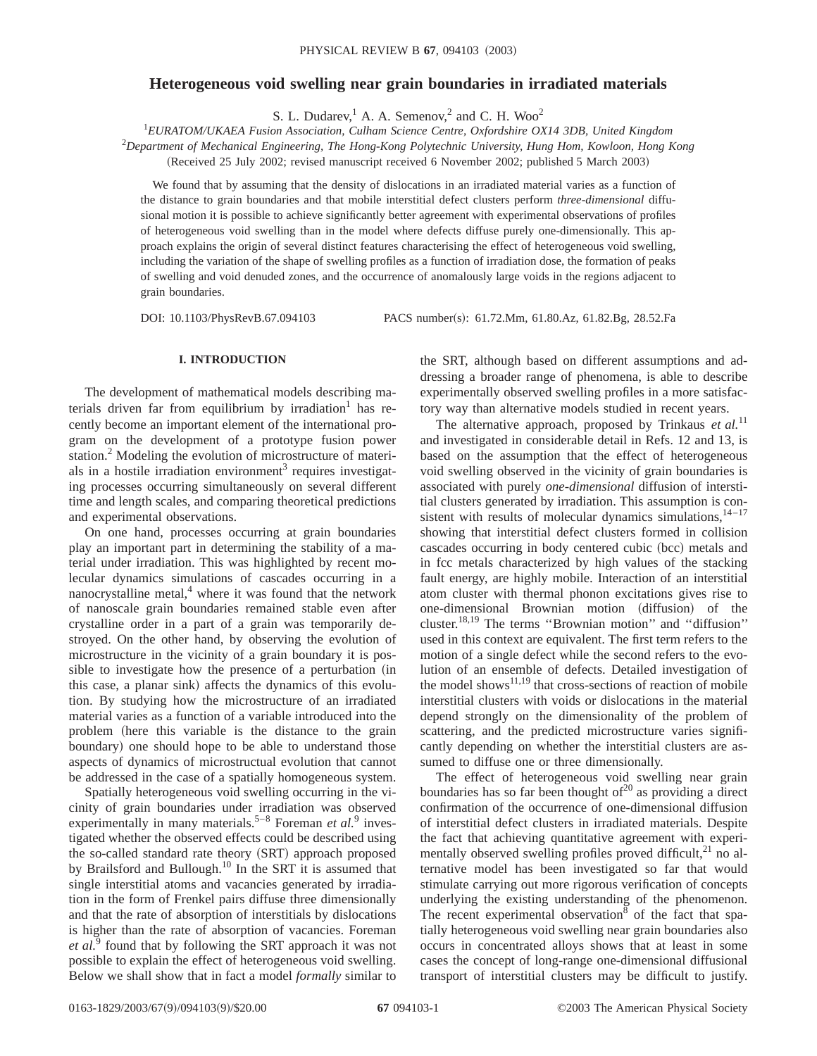# Heterogeneous void swelling near grain boundaries in irradiated materials

S. L. Dudarev,[1] A. A. Semenov,[2] and C. H. Woo[2]

[1]*EURATOM/UKAEA Fusion Association, Culham Science Centre, Oxfordshire OX14 3DB, United Kingdom*

[2]*Department of Mechanical Engineering, The Hong-Kong Polytechnic University, Hung Hom, Kowloon, Hong Kong*

(Received 25 July 2002; revised manuscript received 6 November 2002; published 5 March 2003)

We found that by assuming that the density of dislocations in an irradiated material varies as a function of the distance to grain boundaries and that mobile interstitial defect clusters perform *three-dimensional* diffusional motion it is possible to achieve significantly better agreement with experimental observations of profiles of heterogeneous void swelling than in the model where defects diffuse purely one-dimensionally. This approach explains the origin of several distinct features characterising the effect of heterogeneous void swelling, including the variation of the shape of swelling profiles as a function of irradiation dose, the formation of peaks of swelling and void denuded zones, and the occurrence of anomalously large voids in the regions adjacent to grain boundaries.

DOI: 10.1103/PhysRevB.67.094103 PACS number(s): 61.72.Mm, 61.80.Az, 61.82.Bg, 28.52.Fa

## I. INTRODUCTION

The development of mathematical models describing materials driven far from equilibrium by irradiation[1] has recently become an important element of the international program on the development of a prototype fusion power station.[2] Modeling the evolution of microstructure of materials in a hostile irradiation environment[3] requires investigating processes occurring simultaneously on several different time and length scales, and comparing theoretical predictions and experimental observations.

On one hand, processes occurring at grain boundaries play an important part in determining the stability of a material under irradiation. This was highlighted by recent molecular dynamics simulations of cascades occurring in a nanocrystalline metal,[4] where it was found that the network of nanoscale grain boundaries remained stable even after crystalline order in a part of a grain was temporarily destroyed. On the other hand, by observing the evolution of microstructure in the vicinity of a grain boundary it is possible to investigate how the presence of a perturbation (in this case, a planar sink) affects the dynamics of this evolution. By studying how the microstructure of an irradiated material varies as a function of a variable introduced into the problem (here this variable is the distance to the grain boundary) one should hope to be able to understand those aspects of dynamics of microstructual evolution that cannot be addressed in the case of a spatially homogeneous system.

Spatially heterogeneous void swelling occurring in the vicinity of grain boundaries under irradiation was observed experimentally in many materials.[5–8] Foreman *et al.*[9] investigated whether the observed effects could be described using the so-called standard rate theory (SRT) approach proposed by Brailsford and Bullough.[10] In the SRT it is assumed that single interstitial atoms and vacancies generated by irradiation in the form of Frenkel pairs diffuse three dimensionally and that the rate of absorption of interstitials by dislocations is higher than the rate of absorption of vacancies. Foreman *et al.*[9] found that by following the SRT approach it was not possible to explain the effect of heterogeneous void swelling. Below we shall show that in fact a model *formally* similar to the SRT, although based on different assumptions and addressing a broader range of phenomena, is able to describe experimentally observed swelling profiles in a more satisfactory way than alternative models studied in recent years.

The alternative approach, proposed by Trinkaus *et al.*[11] and investigated in considerable detail in Refs. 12 and 13, is based on the assumption that the effect of heterogeneous void swelling observed in the vicinity of grain boundaries is associated with purely *one-dimensional* diffusion of interstitial clusters generated by irradiation. This assumption is consistent with results of molecular dynamics simulations,[14–17] showing that interstitial defect clusters formed in collision cascades occurring in body centered cubic (bcc) metals and in fcc metals characterized by high values of the stacking fault energy, are highly mobile. Interaction of an interstitial atom cluster with thermal phonon excitations gives rise to one-dimensional Brownian motion (diffusion) of the cluster.[18,19] The terms "Brownian motion" and "diffusion" used in this context are equivalent. The first term refers to the motion of a single defect while the second refers to the evolution of an ensemble of defects. Detailed investigation of the model shows[11,19] that cross-sections of reaction of mobile interstitial clusters with voids or dislocations in the material depend strongly on the dimensionality of the problem of scattering, and the predicted microstructure varies significantly depending on whether the interstitial clusters are assumed to diffuse one or three dimensionally.

The effect of heterogeneous void swelling near grain boundaries has so far been thought of[20] as providing a direct confirmation of the occurrence of one-dimensional diffusion of interstitial defect clusters in irradiated materials. Despite the fact that achieving quantitative agreement with experimentally observed swelling profiles proved difficult,[21] no alternative model has been investigated so far that would stimulate carrying out more rigorous verification of concepts underlying the existing understanding of the phenomenon. The recent experimental observation[8] of the fact that spatially heterogeneous void swelling near grain boundaries also occurs in concentrated alloys shows that at least in some cases the concept of long-range one-dimensional diffusional transport of interstitial clusters may be difficult to justify.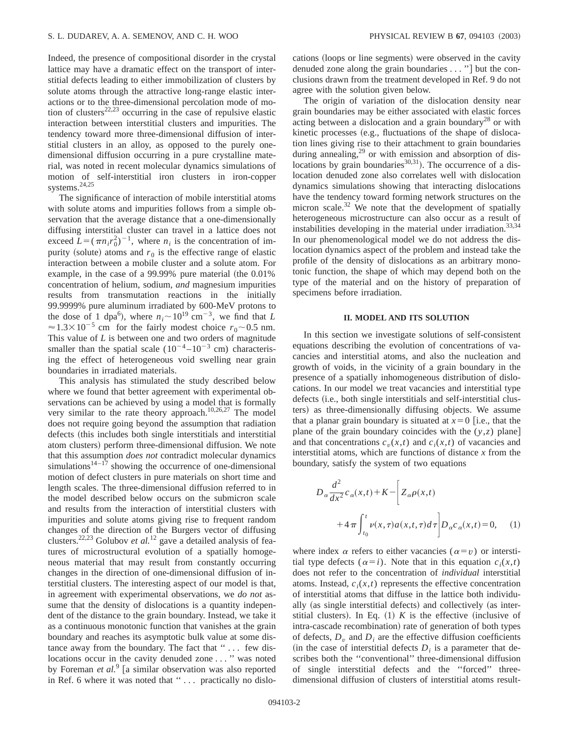Indeed, the presence of compositional disorder in the crystal lattice may have a dramatic effect on the transport of interstitial defects leading to either immobilization of clusters by solute atoms through the attractive long-range elastic interactions or to the three-dimensional percolation mode of motion of clusters[22,23] occurring in the case of repulsive elastic interaction between interstitial clusters and impurities. The tendency toward more three-dimensional diffusion of interstitial clusters in an alloy, as opposed to the purely one-dimensional diffusion occurring in a pure crystalline material, was noted in recent molecular dynamics simulations of motion of self-interstitial iron clusters in iron-copper systems.[24,25]

The significance of interaction of mobile interstitial atoms with solute atoms and impurities follows from a simple observation that the average distance that a one-dimensionally diffusing interstitial cluster can travel in a lattice does not exceed $L=(\pi n_i r_0^2)^{-1}$, where $n_i$ is the concentration of impurity (solute) atoms and $r_0$ is the effective range of elastic interaction between a mobile cluster and a solute atom. For example, in the case of a 99.99% pure material (the 0.01% concentration of helium, sodium, *and* magnesium impurities results from transmutation reactions in the initially 99.9999% pure aluminum irradiated by 600-MeV protons to the dose of 1 dpa[6]), where $n_i \sim 10^{19}\ \mathrm{cm}^{-3}$, we find that $L \approx 1.3\times 10^{-5}$ cm for the fairly modest choice $r_0 \sim 0.5$ nm. This value of $L$ is between one and two orders of magnitude smaller than the spatial scale ($10^{-4}$–$10^{-3}$ cm) characterising the effect of heterogeneous void swelling near grain boundaries in irradiated materials.

This analysis has stimulated the study described below where we found that better agreement with experimental observations can be achieved by using a model that is formally very similar to the rate theory approach.[10,26,27] The model does not require going beyond the assumption that radiation defects (this includes both single interstitials and interstitial atom clusters) perform three-dimensional diffusion. We note that this assumption *does not* contradict molecular dynamics simulations[14–17] showing the occurrence of one-dimensional motion of defect clusters in pure materials on short time and length scales. The three-dimensional diffusion referred to in the model described below occurs on the submicron scale and results from the interaction of interstitial clusters with impurities and solute atoms giving rise to frequent random changes of the direction of the Burgers vector of diffusing clusters.[22,23] Golubov *et al.*[12] gave a detailed analysis of features of microstructural evolution of a spatially homogeneous material that may result from constantly occurring changes in the direction of one-dimensional diffusion of interstitial clusters. The interesting aspect of our model is that, in agreement with experimental observations, we *do not* assume that the density of dislocations is a quantity independent of the distance to the grain boundary. Instead, we take it as a continuous monotonic function that vanishes at the grain boundary and reaches its asymptotic bulk value at some distance away from the boundary. The fact that "... few dislocations occur in the cavity denuded zone ..." was noted by Foreman *et al.*[9] [a similar observation was also reported in Ref. 6 where it was noted that "... practically no dislocations (loops or line segments) were observed in the cavity denuded zone along the grain boundaries ..."] but the conclusions drawn from the treatment developed in Ref. 9 do not agree with the solution given below.

The origin of variation of the dislocation density near grain boundaries may be either associated with elastic forces acting between a dislocation and a grain boundary[28] or with kinetic processes (e.g., fluctuations of the shape of dislocation lines giving rise to their attachment to grain boundaries during annealing,[29] or with emission and absorption of dislocations by grain boundaries[30,31]). The occurrence of a dislocation denuded zone also correlates well with dislocation dynamics simulations showing that interacting dislocations have the tendency toward forming network structures on the micron scale.[32] We note that the development of spatially heterogeneous microstructure can also occur as a result of instabilities developing in the material under irradiation.[33,34] In our phenomenological model we do not address the dislocation dynamics aspect of the problem and instead take the profile of the density of dislocations as an arbitrary monotonic function, the shape of which may depend both on the type of the material and on the history of preparation of specimens before irradiation.

## II. MODEL AND ITS SOLUTION

In this section we investigate solutions of self-consistent equations describing the evolution of concentrations of vacancies and interstitial atoms, and also the nucleation and growth of voids, in the vicinity of a grain boundary in the presence of a spatially inhomogeneous distribution of dislocations. In our model we treat vacancies and interstitial type defects (i.e., both single interstitials and self-interstitial clusters) as three-dimensionally diffusing objects. We assume that a planar grain boundary is situated at $x=0$ [i.e., that the plane of the grain boundary coincides with the $(y,z)$ plane] and that concentrations $c_v(x,t)$ and $c_i(x,t)$ of vacancies and interstitial atoms, which are functions of distance $x$ from the boundary, satisfy the system of two equations

$$D_\alpha \frac{d^2}{dx^2} c_\alpha(x,t) + K - \left[ Z_\alpha \rho(x,t) + 4\pi \int_{t_0}^{t} \nu(x,\tau) a(x,t,\tau)\, d\tau \right] D_\alpha c_\alpha(x,t) = 0, \qquad (1)$$

where index $\alpha$ refers to either vacancies ($\alpha=v$) or interstitial type defects ($\alpha=i$). Note that in this equation $c_i(x,t)$ does not refer to the concentration of *individual* interstitial atoms. Instead, $c_i(x,t)$ represents the effective concentration of interstitial atoms that diffuse in the lattice both individually (as single interstitial defects) and collectively (as interstitial clusters). In Eq. (1) $K$ is the effective (inclusive of intra-cascade recombination) rate of generation of both types of defects, $D_v$ and $D_i$ are the effective diffusion coefficients (in the case of interstitial defects $D_i$ is a parameter that describes both the "conventional" three-dimensional diffusion of single interstitial defects and the "forced" three-dimensional diffusion of clusters of interstitial atoms result-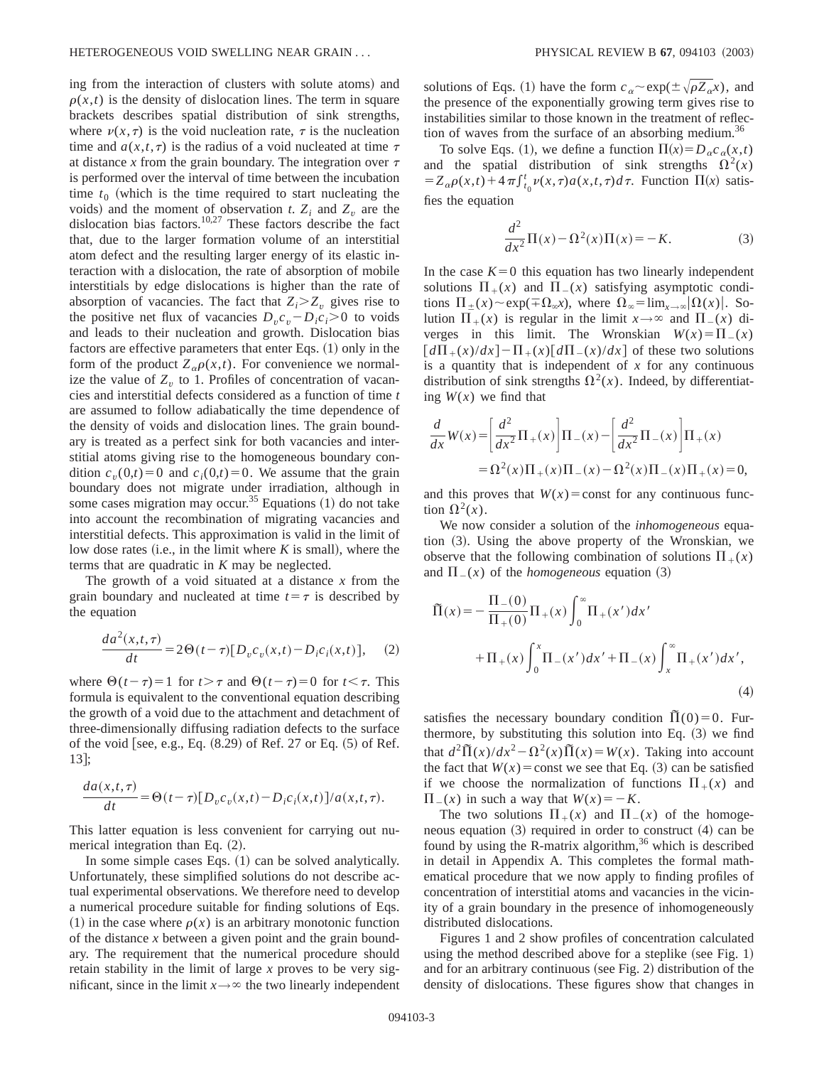ing from the interaction of clusters with solute atoms) and $\rho(x,t)$ is the density of dislocation lines. The term in square brackets describes spatial distribution of sink strengths, where $\nu(x,\tau)$ is the void nucleation rate, $\tau$ is the nucleation time and $a(x,t,\tau)$ is the radius of a void nucleated at time $\tau$ at distance $x$ from the grain boundary. The integration over $\tau$ is performed over the interval of time between the incubation time $t_0$ (which is the time required to start nucleating the voids) and the moment of observation $t$. $Z_i$ and $Z_v$ are the dislocation bias factors.[10,27] These factors describe the fact that, due to the larger formation volume of an interstitial atom defect and the resulting larger energy of its elastic interaction with a dislocation, the rate of absorption of mobile interstitials by edge dislocations is higher than the rate of absorption of vacancies. The fact that $Z_i > Z_v$ gives rise to the positive net flux of vacancies $D_v c_v - D_i c_i > 0$ to voids and leads to their nucleation and growth. Dislocation bias factors are effective parameters that enter Eqs. (1) only in the form of the product $Z_\alpha \rho(x,t)$. For convenience we normalize the value of $Z_v$ to 1. Profiles of concentration of vacancies and interstitial defects considered as a function of time $t$ are assumed to follow adiabatically the time dependence of the density of voids and dislocation lines. The grain boundary is treated as a perfect sink for both vacancies and interstitial atoms giving rise to the homogeneous boundary condition $c_v(0,t)=0$ and $c_i(0,t)=0$. We assume that the grain boundary does not migrate under irradiation, although in some cases migration may occur.[35] Equations (1) do not take into account the recombination of migrating vacancies and interstitial defects. This approximation is valid in the limit of low dose rates (i.e., in the limit where $K$ is small), where the terms that are quadratic in $K$ may be neglected.

The growth of a void situated at a distance $x$ from the grain boundary and nucleated at time $t=\tau$ is described by the equation

$$\frac{da^2(x,t,\tau)}{dt} = 2\Theta(t-\tau)[D_v c_v(x,t) - D_i c_i(x,t)], \quad (2)$$

where $\Theta(t-\tau)=1$ for $t>\tau$ and $\Theta(t-\tau)=0$ for $t<\tau$. This formula is equivalent to the conventional equation describing the growth of a void due to the attachment and detachment of three-dimensionally diffusing radiation defects to the surface of the void [see, e.g., Eq. (8.29) of Ref. 27 or Eq. (5) of Ref. 13];

$$\frac{da(x,t,\tau)}{dt} = \Theta(t-\tau)[D_v c_v(x,t) - D_i c_i(x,t)]/a(x,t,\tau).$$

This latter equation is less convenient for carrying out numerical integration than Eq. (2).

In some simple cases Eqs. (1) can be solved analytically. Unfortunately, these simplified solutions do not describe actual experimental observations. We therefore need to develop a numerical procedure suitable for finding solutions of Eqs. (1) in the case where $\rho(x)$ is an arbitrary monotonic function of the distance $x$ between a given point and the grain boundary. The requirement that the numerical procedure should retain stability in the limit of large $x$ proves to be very significant, since in the limit $x\to\infty$ the two linearly independent solutions of Eqs. (1) have the form $c_\alpha \sim \exp(\pm\sqrt{\rho Z_\alpha} x)$, and the presence of the exponentially growing term gives rise to instabilities similar to those known in the treatment of reflection of waves from the surface of an absorbing medium.[36]

To solve Eqs. (1), we define a function $\Pi(x) = D_\alpha c_\alpha(x,t)$ and the spatial distribution of sink strengths $\Omega^2(x) = Z_\alpha \rho(x,t) + 4\pi\int_{t_0}^{t} \nu(x,\tau) a(x,t,\tau) d\tau$. Function $\Pi(x)$ satisfies the equation

$$\frac{d^2}{dx^2}\Pi(x) - \Omega^2(x)\Pi(x) = -K. \quad (3)$$

In the case $K=0$ this equation has two linearly independent solutions $\Pi_+(x)$ and $\Pi_-(x)$ satisfying asymptotic conditions $\Pi_\pm(x) \sim \exp(\mp\Omega_\infty x)$, where $\Omega_\infty = \lim_{x\to\infty}|\Omega(x)|$. Solution $\Pi_+(x)$ is regular in the limit $x\to\infty$ and $\Pi_-(x)$ diverges in this limit. The Wronskian $W(x) = \Pi_-(x)[d\Pi_+(x)/dx] - \Pi_+(x)[d\Pi_-(x)/dx]$ of these two solutions is a quantity that is independent of $x$ for any continuous distribution of sink strengths $\Omega^2(x)$. Indeed, by differentiating $W(x)$ we find that

$$\begin{aligned}\frac{d}{dx}W(x) &= \left[\frac{d^2}{dx^2}\Pi_+(x)\right]\Pi_-(x) - \left[\frac{d^2}{dx^2}\Pi_-(x)\right]\Pi_+(x) \\ &= \Omega^2(x)\Pi_+(x)\Pi_-(x) - \Omega^2(x)\Pi_-(x)\Pi_+(x) = 0,\end{aligned}$$

and this proves that $W(x)=\text{const}$ for any continuous function $\Omega^2(x)$.

We now consider a solution of the *inhomogeneous* equation (3). Using the above property of the Wronskian, we observe that the following combination of solutions $\Pi_+(x)$ and $\Pi_-(x)$ of the *homogeneous* equation (3)

$$\begin{aligned}\tilde{\Pi}(x) = &-\frac{\Pi_-(0)}{\Pi_+(0)}\Pi_+(x)\int_0^\infty \Pi_+(x')dx' \\ &+ \Pi_+(x)\int_0^x \Pi_-(x')dx' + \Pi_-(x)\int_x^\infty \Pi_+(x')dx',\end{aligned} \quad (4)$$

satisfies the necessary boundary condition $\tilde{\Pi}(0)=0$. Furthermore, by substituting this solution into Eq. (3) we find that $d^2\tilde{\Pi}(x)/dx^2 - \Omega^2(x)\tilde{\Pi}(x) = W(x)$. Taking into account the fact that $W(x)=\text{const}$ we see that Eq. (3) can be satisfied if we choose the normalization of functions $\Pi_+(x)$ and $\Pi_-(x)$ in such a way that $W(x) = -K$.

The two solutions $\Pi_+(x)$ and $\Pi_-(x)$ of the homogeneous equation (3) required in order to construct (4) can be found by using the R-matrix algorithm,[36] which is described in detail in Appendix A. This completes the formal mathematical procedure that we now apply to finding profiles of concentration of interstitial atoms and vacancies in the vicinity of a grain boundary in the presence of inhomogeneously distributed dislocations.

Figures 1 and 2 show profiles of concentration calculated using the method described above for a steplike (see Fig. 1) and for an arbitrary continuous (see Fig. 2) distribution of the density of dislocations. These figures show that changes in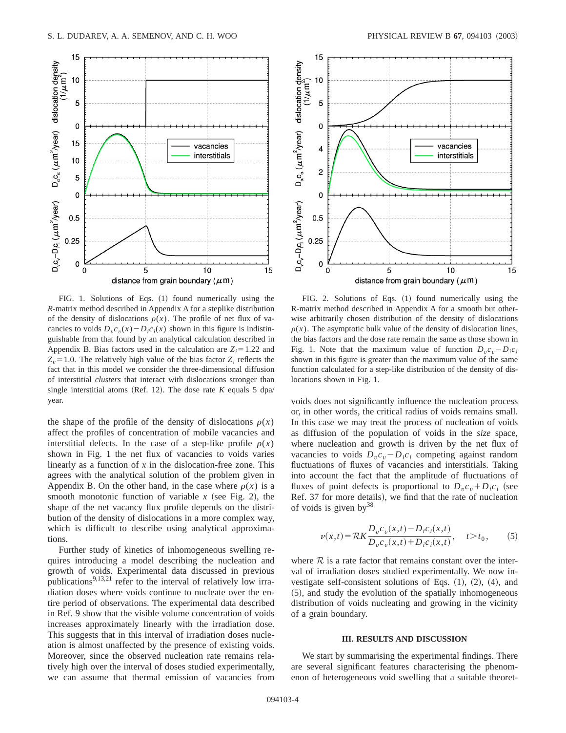FIG. 1. Solutions of Eqs. (1) found numerically using the *R*-matrix method described in Appendix A for a steplike distribution of the density of dislocations $\rho(x)$. The profile of net flux of vacancies to voids $D_v c_v(x) - D_i c_i(x)$ shown in this figure is indistinguishable from that found by an analytical calculation described in Appendix B. Bias factors used in the calculation are $Z_i = 1.22$ and $Z_v = 1.0$. The relatively high value of the bias factor $Z_i$ reflects the fact that in this model we consider the three-dimensional diffusion of interstitial *clusters* that interact with dislocations stronger than single interstitial atoms (Ref. 12). The dose rate $K$ equals 5 dpa/year.

FIG. 2. Solutions of Eqs. (1) found numerically using the R-matrix method described in Appendix A for a smooth but otherwise arbitrarily chosen distribution of the density of dislocations $\rho(x)$. The asymptotic bulk value of the density of dislocation lines, the bias factors and the dose rate remain the same as those shown in Fig. 1. Note that the maximum value of function $D_v c_v - D_i c_i$ shown in this figure is greater than the maximum value of the same function calculated for a step-like distribution of the density of dislocations shown in Fig. 1.

the shape of the profile of the density of dislocations $\rho(x)$ affect the profiles of concentration of mobile vacancies and interstitial defects. In the case of a step-like profile $\rho(x)$ shown in Fig. 1 the net flux of vacancies to voids varies linearly as a function of $x$ in the dislocation-free zone. This agrees with the analytical solution of the problem given in Appendix B. On the other hand, in the case where $\rho(x)$ is a smooth monotonic function of variable $x$ (see Fig. 2), the shape of the net vacancy flux profile depends on the distribution of the density of dislocations in a more complex way, which is difficult to describe using analytical approximations.

Further study of kinetics of inhomogeneous swelling requires introducing a model describing the nucleation and growth of voids. Experimental data discussed in previous publications[9,13,21] refer to the interval of relatively low irradiation doses where voids continue to nucleate over the entire period of observations. The experimental data described in Ref. 9 show that the visible volume concentration of voids increases approximately linearly with the irradiation dose. This suggests that in this interval of irradiation doses nucleation is almost unaffected by the presence of existing voids. Moreover, since the observed nucleation rate remains relatively high over the interval of doses studied experimentally, we can assume that thermal emission of vacancies from voids does not significantly influence the nucleation process or, in other words, the critical radius of voids remains small. In this case we may treat the process of nucleation of voids as diffusion of the population of voids in the *size* space, where nucleation and growth is driven by the net flux of vacancies to voids $D_v c_v - D_i c_i$ competing against random fluctuations of fluxes of vacancies and interstitials. Taking into account the fact that the amplitude of fluctuations of fluxes of point defects is proportional to $D_v c_v + D_i c_i$ (see Ref. 37 for more details), we find that the rate of nucleation of voids is given by[38]

$$\nu(x,t) = \mathcal{R}K \frac{D_v c_v(x,t) - D_i c_i(x,t)}{D_v c_v(x,t) + D_i c_i(x,t)}, \quad t > t_0, \qquad (5)$$

where $\mathcal{R}$ is a rate factor that remains constant over the interval of irradiation doses studied experimentally. We now investigate self-consistent solutions of Eqs. (1), (2), (4), and (5), and study the evolution of the spatially inhomogeneous distribution of voids nucleating and growing in the vicinity of a grain boundary.

### III. RESULTS AND DISCUSSION

We start by summarising the experimental findings. There are several significant features characterising the phenomenon of heterogeneous void swelling that a suitable theoret-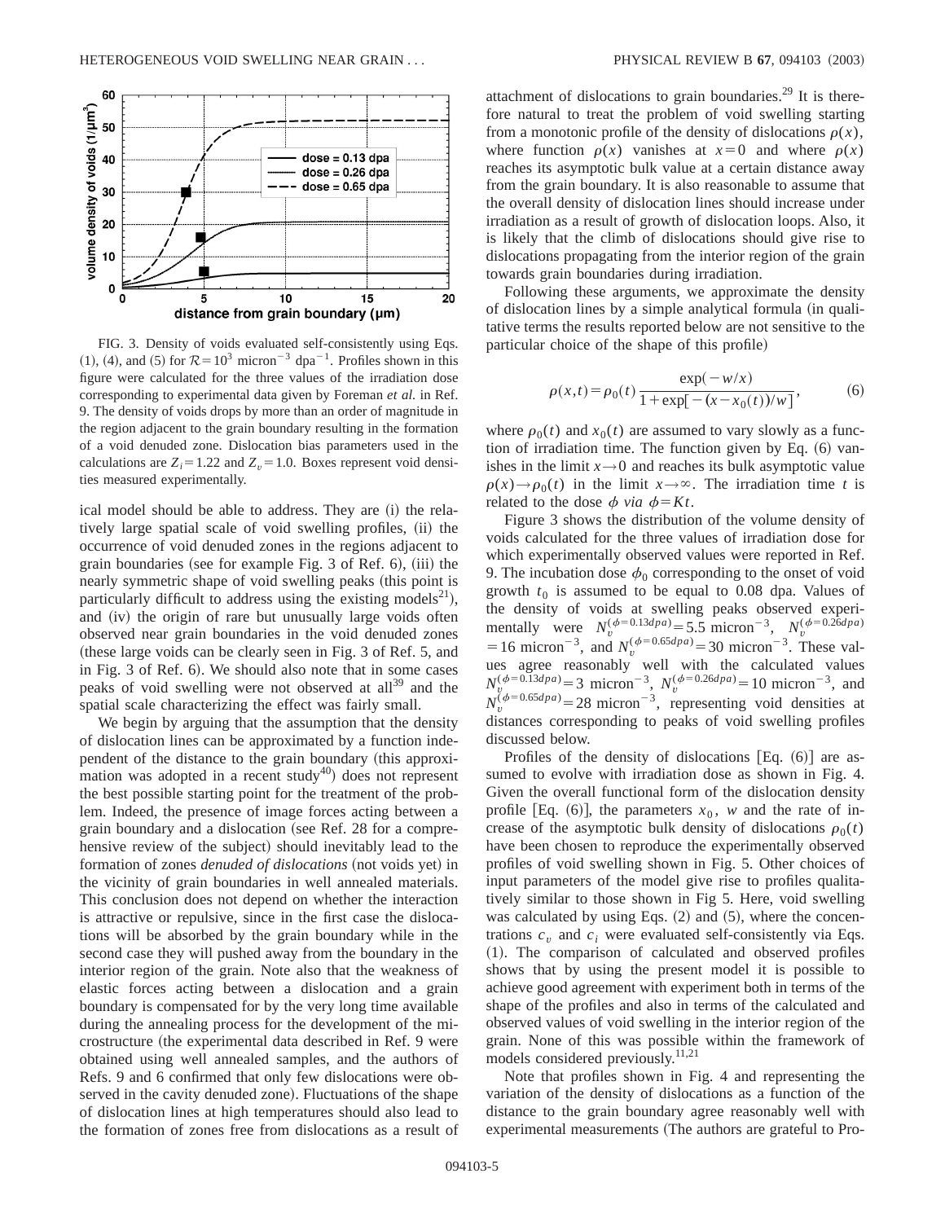FIG. 3. Density of voids evaluated self-consistently using Eqs. (1), (4), and (5) for $\mathcal{R}=10^3$ micron$^{-3}$ dpa$^{-1}$. Profiles shown in this figure were calculated for the three values of the irradiation dose corresponding to experimental data given by Foreman *et al.* in Ref. 9. The density of voids drops by more than an order of magnitude in the region adjacent to the grain boundary resulting in the formation of a void denuded zone. Dislocation bias parameters used in the calculations are $Z_i=1.22$ and $Z_v=1.0$. Boxes represent void densities measured experimentally.

ical model should be able to address. They are (i) the relatively large spatial scale of void swelling profiles, (ii) the occurrence of void denuded zones in the regions adjacent to grain boundaries (see for example Fig. 3 of Ref. 6), (iii) the nearly symmetric shape of void swelling peaks (this point is particularly difficult to address using the existing models[21]), and (iv) the origin of rare but unusually large voids often observed near grain boundaries in the void denuded zones (these large voids can be clearly seen in Fig. 3 of Ref. 5, and in Fig. 3 of Ref. 6). We should also note that in some cases peaks of void swelling were not observed at all[39] and the spatial scale characterizing the effect was fairly small.

We begin by arguing that the assumption that the density of dislocation lines can be approximated by a function independent of the distance to the grain boundary (this approximation was adopted in a recent study[40]) does not represent the best possible starting point for the treatment of the problem. Indeed, the presence of image forces acting between a grain boundary and a dislocation (see Ref. 28 for a comprehensive review of the subject) should inevitably lead to the formation of zones *denuded of dislocations* (not voids yet) in the vicinity of grain boundaries in well annealed materials. This conclusion does not depend on whether the interaction is attractive or repulsive, since in the first case the dislocations will be absorbed by the grain boundary while in the second case they will pushed away from the boundary in the interior region of the grain. Note also that the weakness of elastic forces acting between a dislocation and a grain boundary is compensated for by the very long time available during the annealing process for the development of the microstructure (the experimental data described in Ref. 9 were obtained using well annealed samples, and the authors of Refs. 9 and 6 confirmed that only few dislocations were observed in the cavity denuded zone). Fluctuations of the shape of dislocation lines at high temperatures should also lead to the formation of zones free from dislocations as a result of attachment of dislocations to grain boundaries.[29] It is therefore natural to treat the problem of void swelling starting from a monotonic profile of the density of dislocations $\rho(x)$, where function $\rho(x)$ vanishes at $x=0$ and where $\rho(x)$ reaches its asymptotic bulk value at a certain distance away from the grain boundary. It is also reasonable to assume that the overall density of dislocation lines should increase under irradiation as a result of growth of dislocation loops. Also, it is likely that the climb of dislocations should give rise to dislocations propagating from the interior region of the grain towards grain boundaries during irradiation.

Following these arguments, we approximate the density of dislocation lines by a simple analytical formula (in qualitative terms the results reported below are not sensitive to the particular choice of the shape of this profile)

$$\rho(x,t)=\rho_0(t)\frac{\exp(-w/x)}{1+\exp[-(x-x_0(t))/w]}, \tag{6}$$

where $\rho_0(t)$ and $x_0(t)$ are assumed to vary slowly as a function of irradiation time. The function given by Eq. (6) vanishes in the limit $x\to 0$ and reaches its bulk asymptotic value $\rho(x)\to\rho_0(t)$ in the limit $x\to\infty$. The irradiation time $t$ is related to the dose $\phi$ *via* $\phi=Kt$.

Figure 3 shows the distribution of the volume density of voids calculated for the three values of irradiation dose for which experimentally observed values were reported in Ref. 9. The incubation dose $\phi_0$ corresponding to the onset of void growth $t_0$ is assumed to be equal to 0.08 dpa. Values of the density of voids at swelling peaks observed experimentally were $N_v^{(\phi=0.13dpa)}=5.5$ micron$^{-3}$, $N_v^{(\phi=0.26dpa)}=16$ micron$^{-3}$, and $N_v^{(\phi=0.65dpa)}=30$ micron$^{-3}$. These values agree reasonably well with the calculated values $N_v^{(\phi=0.13dpa)}=3$ micron$^{-3}$, $N_v^{(\phi=0.26dpa)}=10$ micron$^{-3}$, and $N_v^{(\phi=0.65dpa)}=28$ micron$^{-3}$, representing void densities at distances corresponding to peaks of void swelling profiles discussed below.

Profiles of the density of dislocations [Eq. (6)] are assumed to evolve with irradiation dose as shown in Fig. 4. Given the overall functional form of the dislocation density profile [Eq. (6)], the parameters $x_0$, $w$ and the rate of increase of the asymptotic bulk density of dislocations $\rho_0(t)$ have been chosen to reproduce the experimentally observed profiles of void swelling shown in Fig. 5. Other choices of input parameters of the model give rise to profiles qualitatively similar to those shown in Fig 5. Here, void swelling was calculated by using Eqs. (2) and (5), where the concentrations $c_v$ and $c_i$ were evaluated self-consistently via Eqs. (1). The comparison of calculated and observed profiles shows that by using the present model it is possible to achieve good agreement with experiment both in terms of the shape of the profiles and also in terms of the calculated and observed values of void swelling in the interior region of the grain. None of this was possible within the framework of models considered previously.[11,21]

Note that profiles shown in Fig. 4 and representing the variation of the density of dislocations as a function of the distance to the grain boundary agree reasonably well with experimental measurements (The authors are grateful to Pro-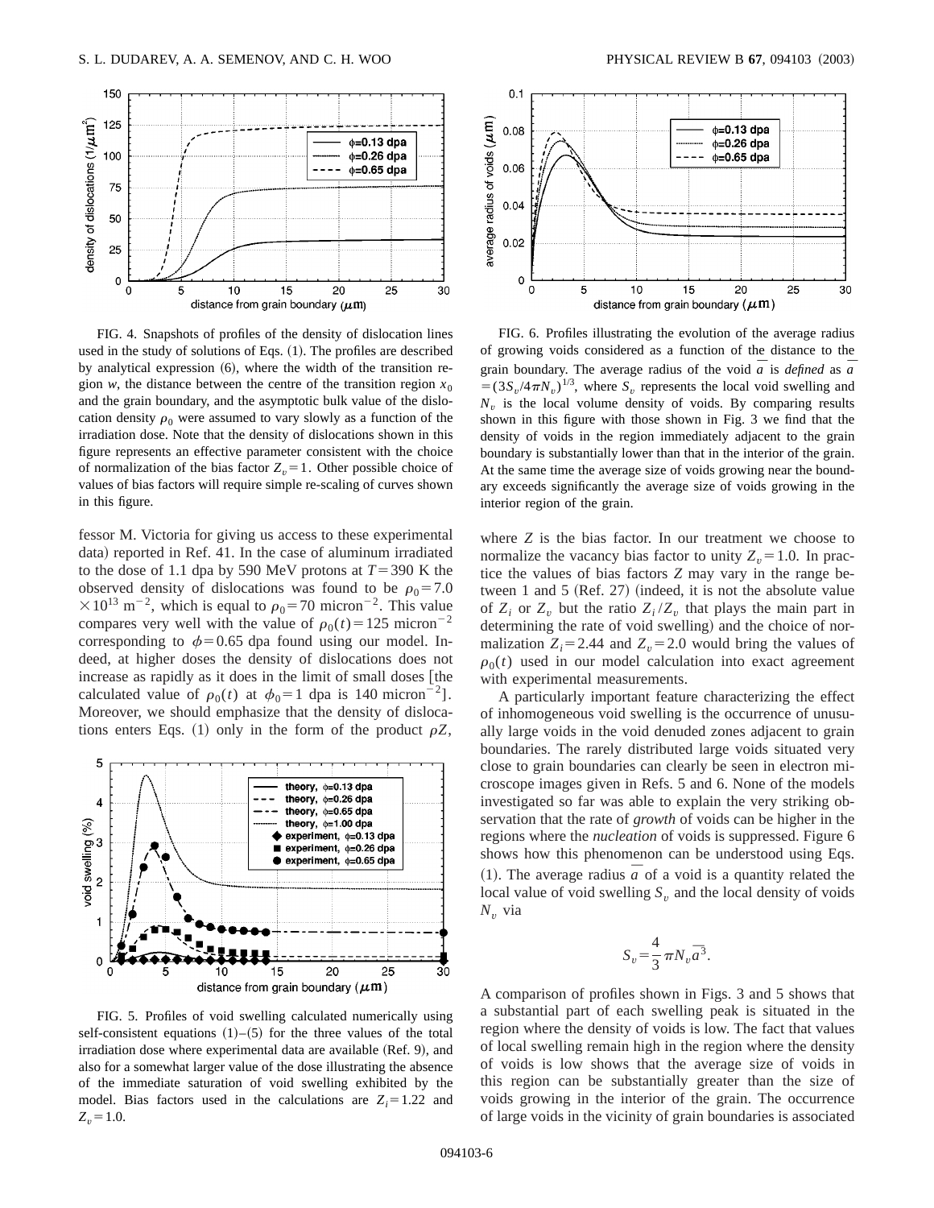FIG. 4. Snapshots of profiles of the density of dislocation lines used in the study of solutions of Eqs. (1). The profiles are described by analytical expression (6), where the width of the transition region $w$, the distance between the centre of the transition region $x_0$ and the grain boundary, and the asymptotic bulk value of the dislocation density $\rho_0$ were assumed to vary slowly as a function of the irradiation dose. Note that the density of dislocations shown in this figure represents an effective parameter consistent with the choice of normalization of the bias factor $Z_v=1$. Other possible choice of values of bias factors will require simple re-scaling of curves shown in this figure.

fessor M. Victoria for giving us access to these experimental data) reported in Ref. 41. In the case of aluminum irradiated to the dose of 1.1 dpa by 590 MeV protons at $T=390$ K the observed density of dislocations was found to be $\rho_0=7.0\times10^{13}\ \mathrm{m}^{-2}$, which is equal to $\rho_0=70$ micron$^{-2}$. This value compares very well with the value of $\rho_0(t)=125$ micron$^{-2}$ corresponding to $\phi=0.65$ dpa found using our model. Indeed, at higher doses the density of dislocations does not increase as rapidly as it does in the limit of small doses [the calculated value of $\rho_0(t)$ at $\phi_0=1$ dpa is 140 micron$^{-2}$]. Moreover, we should emphasize that the density of dislocations enters Eqs. (1) only in the form of the product $\rho Z$,

FIG. 5. Profiles of void swelling calculated numerically using self-consistent equations (1)–(5) for the three values of the total irradiation dose where experimental data are available (Ref. 9), and also for a somewhat larger value of the dose illustrating the absence of the immediate saturation of void swelling exhibited by the model. Bias factors used in the calculations are $Z_i=1.22$ and $Z_v=1.0$.

FIG. 6. Profiles illustrating the evolution of the average radius of growing voids considered as a function of the distance to the grain boundary. The average radius of the void $\overline{a}$ is *defined* as $\overline{a}=(3S_v/4\pi N_v)^{1/3}$, where $S_v$ represents the local void swelling and $N_v$ is the local volume density of voids. By comparing results shown in this figure with those shown in Fig. 3 we find that the density of voids in the region immediately adjacent to the grain boundary is substantially lower than that in the interior of the grain. At the same time the average size of voids growing near the boundary exceeds significantly the average size of voids growing in the interior region of the grain.

where $Z$ is the bias factor. In our treatment we choose to normalize the vacancy bias factor to unity $Z_v=1.0$. In practice the values of bias factors $Z$ may vary in the range between 1 and 5 (Ref. 27) (indeed, it is not the absolute value of $Z_i$ or $Z_v$ but the ratio $Z_i/Z_v$ that plays the main part in determining the rate of void swelling) and the choice of normalization $Z_i=2.44$ and $Z_v=2.0$ would bring the values of $\rho_0(t)$ used in our model calculation into exact agreement with experimental measurements.

A particularly important feature characterizing the effect of inhomogeneous void swelling is the occurrence of unusually large voids in the void denuded zones adjacent to grain boundaries. The rarely distributed large voids situated very close to grain boundaries can clearly be seen in electron microscope images given in Refs. 5 and 6. None of the models investigated so far was able to explain the very striking observation that the rate of *growth* of voids can be higher in the regions where the *nucleation* of voids is suppressed. Figure 6 shows how this phenomenon can be understood using Eqs. (1). The average radius $\overline{a}$ of a void is a quantity related the local value of void swelling $S_v$ and the local density of voids $N_v$ via

$$S_v=\frac{4}{3}\pi N_v\overline{a}^3.$$

A comparison of profiles shown in Figs. 3 and 5 shows that a substantial part of each swelling peak is situated in the region where the density of voids is low. The fact that values of local swelling remain high in the region where the density of voids is low shows that the average size of voids in this region can be substantially greater than the size of voids growing in the interior of the grain. The occurrence of large voids in the vicinity of grain boundaries is associated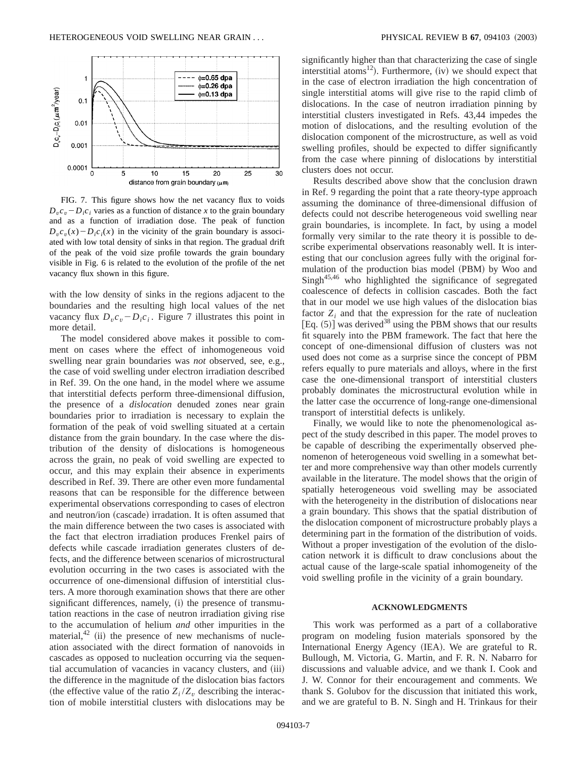FIG. 7. This figure shows how the net vacancy flux to voids $D_v c_v - D_i c_i$ varies as a function of distance $x$ to the grain boundary and as a function of irradiation dose. The peak of function $D_v c_v(x) - D_i c_i(x)$ in the vicinity of the grain boundary is associated with low total density of sinks in that region. The gradual drift of the peak of the void size profile towards the grain boundary visible in Fig. 6 is related to the evolution of the profile of the net vacancy flux shown in this figure.

with the low density of sinks in the regions adjacent to the boundaries and the resulting high local values of the net vacancy flux $D_v c_v - D_i c_i$. Figure 7 illustrates this point in more detail.

The model considered above makes it possible to comment on cases where the effect of inhomogeneous void swelling near grain boundaries was *not* observed, see, e.g., the case of void swelling under electron irradiation described in Ref. 39. On the one hand, in the model where we assume that interstitial defects perform three-dimensional diffusion, the presence of a *dislocation* denuded zones near grain boundaries prior to irradiation is necessary to explain the formation of the peak of void swelling situated at a certain distance from the grain boundary. In the case where the distribution of the density of dislocations is homogeneous across the grain, no peak of void swelling are expected to occur, and this may explain their absence in experiments described in Ref. 39. There are other even more fundamental reasons that can be responsible for the difference between experimental observations corresponding to cases of electron and neutron/ion (cascade) irradiation. It is often assumed that the main difference between the two cases is associated with the fact that electron irradiation produces Frenkel pairs of defects while cascade irradiation generates clusters of defects, and the difference between scenarios of microstructural evolution occurring in the two cases is associated with the occurrence of one-dimensional diffusion of interstitial clusters. A more thorough examination shows that there are other significant differences, namely, (i) the presence of transmutation reactions in the case of neutron irradiation giving rise to the accumulation of helium *and* other impurities in the material,[42] (ii) the presence of new mechanisms of nucleation associated with the direct formation of nanovoids in cascades as opposed to nucleation occurring via the sequential accumulation of vacancies in vacancy clusters, and (iii) the difference in the magnitude of the dislocation bias factors (the effective value of the ratio $Z_i/Z_v$ describing the interaction of mobile interstitial clusters with dislocations may be significantly higher than that characterizing the case of single interstitial atoms[12]). Furthermore, (iv) we should expect that in the case of electron irradiation the high concentration of single interstitial atoms will give rise to the rapid climb of dislocations. In the case of neutron irradiation pinning by interstitial clusters investigated in Refs. 43,44 impedes the motion of dislocations, and the resulting evolution of the dislocation component of the microstructure, as well as void swelling profiles, should be expected to differ significantly from the case where pinning of dislocations by interstitial clusters does not occur.

Results described above show that the conclusion drawn in Ref. 9 regarding the point that a rate theory-type approach assuming the dominance of three-dimensional diffusion of defects could not describe heterogeneous void swelling near grain boundaries, is incomplete. In fact, by using a model formally very similar to the rate theory it is possible to describe experimental observations reasonably well. It is interesting that our conclusion agrees fully with the original formulation of the production bias model (PBM) by Woo and Singh[45,46] who highlighted the significance of segregated coalescence of defects in collision cascades. Both the fact that in our model we use high values of the dislocation bias factor $Z_i$ and that the expression for the rate of nucleation [Eq. (5)] was derived[38] using the PBM shows that our results fit squarely into the PBM framework. The fact that here the concept of one-dimensional diffusion of clusters was not used does not come as a surprise since the concept of PBM refers equally to pure materials and alloys, where in the first case the one-dimensional transport of interstitial clusters probably dominates the microstructural evolution while in the latter case the occurrence of long-range one-dimensional transport of interstitial defects is unlikely.

Finally, we would like to note the phenomenological aspect of the study described in this paper. The model proves to be capable of describing the experimentally observed phenomenon of heterogeneous void swelling in a somewhat better and more comprehensive way than other models currently available in the literature. The model shows that the origin of spatially heterogeneous void swelling may be associated with the heterogeneity in the distribution of dislocations near a grain boundary. This shows that the spatial distribution of the dislocation component of microstructure probably plays a determining part in the formation of the distribution of voids. Without a proper investigation of the evolution of the dislocation network it is difficult to draw conclusions about the actual cause of the large-scale spatial inhomogeneity of the void swelling profile in the vicinity of a grain boundary.

## ACKNOWLEDGMENTS

This work was performed as a part of a collaborative program on modeling fusion materials sponsored by the International Energy Agency (IEA). We are grateful to R. Bullough, M. Victoria, G. Martin, and F. R. N. Nabarro for discussions and valuable advice, and we thank I. Cook and J. W. Connor for their encouragement and comments. We thank S. Golubov for the discussion that initiated this work, and we are grateful to B. N. Singh and H. Trinkaus for their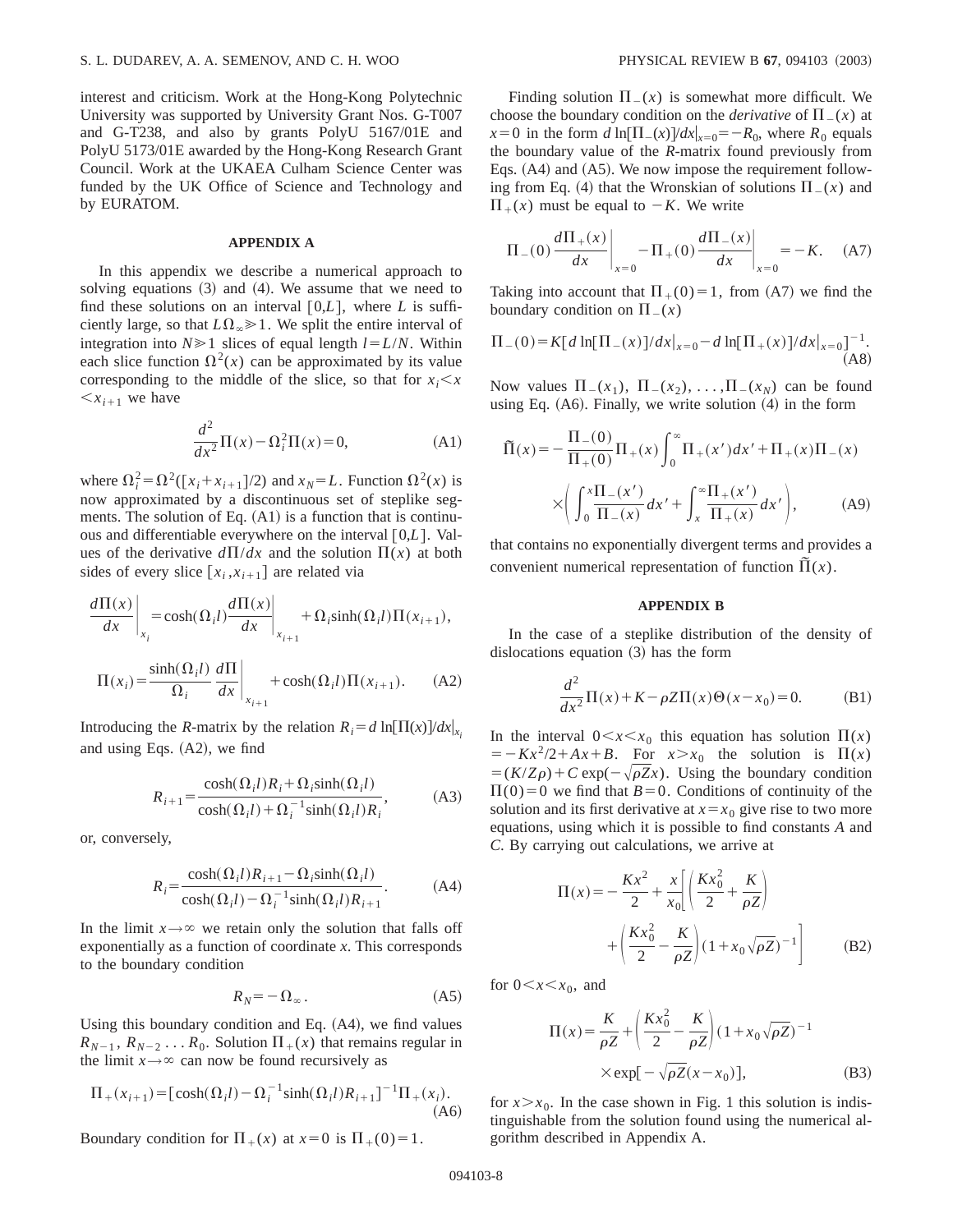interest and criticism. Work at the Hong-Kong Polytechnic University was supported by University Grant Nos. G-T007 and G-T238, and also by grants PolyU 5167/01E and PolyU 5173/01E awarded by the Hong-Kong Research Grant Council. Work at the UKAEA Culham Science Center was funded by the UK Office of Science and Technology and by EURATOM.

## APPENDIX A

In this appendix we describe a numerical approach to solving equations (3) and (4). We assume that we need to find these solutions on an interval $[0,L]$, where $L$ is sufficiently large, so that $L\Omega_\infty \gg 1$. We split the entire interval of integration into $N \gg 1$ slices of equal length $l = L/N$. Within each slice function $\Omega^2(x)$ can be approximated by its value corresponding to the middle of the slice, so that for $x_i < x < x_{i+1}$ we have

$$\frac{d^2}{dx^2}\Pi(x) - \Omega_i^2 \Pi(x) = 0, \tag{A1}$$

where $\Omega_i^2 = \Omega^2([x_i + x_{i+1}]/2)$ and $x_N = L$. Function $\Omega^2(x)$ is now approximated by a discontinuous set of steplike segments. The solution of Eq. (A1) is a function that is continuous and differentiable everywhere on the interval $[0,L]$. Values of the derivative $d\Pi/dx$ and the solution $\Pi(x)$ at both sides of every slice $[x_i, x_{i+1}]$ are related via

$$\left.\frac{d\Pi(x)}{dx}\right|_{x_i} = \cosh(\Omega_i l)\left.\frac{d\Pi(x)}{dx}\right|_{x_{i+1}} + \Omega_i \sinh(\Omega_i l)\Pi(x_{i+1}),$$

$$\Pi(x_i) = \frac{\sinh(\Omega_i l)}{\Omega_i}\left.\frac{d\Pi}{dx}\right|_{x_{i+1}} + \cosh(\Omega_i l)\Pi(x_{i+1}). \tag{A2}$$

Introducing the $R$-matrix by the relation $R_i = d\ln[\Pi(x)]/dx|_{x_i}$ and using Eqs. (A2), we find

$$R_{i+1} = \frac{\cosh(\Omega_i l)R_i + \Omega_i \sinh(\Omega_i l)}{\cosh(\Omega_i l) + \Omega_i^{-1}\sinh(\Omega_i l)R_i}, \tag{A3}$$

or, conversely,

$$R_i = \frac{\cosh(\Omega_i l)R_{i+1} - \Omega_i \sinh(\Omega_i l)}{\cosh(\Omega_i l) - \Omega_i^{-1}\sinh(\Omega_i l)R_{i+1}}. \tag{A4}$$

In the limit $x \to \infty$ we retain only the solution that falls off exponentially as a function of coordinate $x$. This corresponds to the boundary condition

$$R_N = -\Omega_\infty. \tag{A5}$$

Using this boundary condition and Eq. (A4), we find values $R_{N-1}, R_{N-2} \ldots R_0$. Solution $\Pi_+(x)$ that remains regular in the limit $x \to \infty$ can now be found recursively as

$$\Pi_+(x_{i+1}) = [\cosh(\Omega_i l) - \Omega_i^{-1}\sinh(\Omega_i l)R_{i+1}]^{-1}\Pi_+(x_i). \tag{A6}$$

Boundary condition for $\Pi_+(x)$ at $x=0$ is $\Pi_+(0)=1$.

Finding solution $\Pi_-(x)$ is somewhat more difficult. We choose the boundary condition on the *derivative* of $\Pi_-(x)$ at $x=0$ in the form $d\ln[\Pi_-(x)]/dx|_{x=0} = -R_0$, where $R_0$ equals the boundary value of the $R$-matrix found previously from Eqs. (A4) and (A5). We now impose the requirement following from Eq. (4) that the Wronskian of solutions $\Pi_-(x)$ and $\Pi_+(x)$ must be equal to $-K$. We write

$$\Pi_-(0)\left.\frac{d\Pi_+(x)}{dx}\right|_{x=0} - \Pi_+(0)\left.\frac{d\Pi_-(x)}{dx}\right|_{x=0} = -K. \tag{A7}$$

Taking into account that $\Pi_+(0)=1$, from (A7) we find the boundary condition on $\Pi_-(x)$

$$\Pi_-(0) = K[d\ln[\Pi_-(x)]/dx|_{x=0} - d\ln[\Pi_+(x)]/dx|_{x=0}]^{-1}. \tag{A8}$$

Now values $\Pi_-(x_1), \Pi_-(x_2), \ldots, \Pi_-(x_N)$ can be found using Eq. (A6). Finally, we write solution (4) in the form

$$\tilde{\Pi}(x) = -\frac{\Pi_-(0)}{\Pi_+(0)}\Pi_+(x)\int_0^\infty \Pi_+(x')dx' + \Pi_+(x)\Pi_-(x) \times \left(\int_0^x \frac{\Pi_-(x')}{\Pi_-(x)}dx' + \int_x^\infty \frac{\Pi_+(x')}{\Pi_+(x)}dx'\right), \tag{A9}$$

that contains no exponentially divergent terms and provides a convenient numerical representation of function $\tilde{\Pi}(x)$.

## APPENDIX B

In the case of a steplike distribution of the density of dislocations equation (3) has the form

$$\frac{d^2}{dx^2}\Pi(x) + K - \rho Z \Pi(x)\Theta(x - x_0) = 0. \tag{B1}$$

In the interval $0 < x < x_0$ this equation has solution $\Pi(x) = -Kx^2/2 + Ax + B$. For $x > x_0$ the solution is $\Pi(x) = (K/Z\rho) + C\exp(-\sqrt{\rho Z}x)$. Using the boundary condition $\Pi(0)=0$ we find that $B=0$. Conditions of continuity of the solution and its first derivative at $x = x_0$ give rise to two more equations, using which it is possible to find constants $A$ and $C$. By carrying out calculations, we arrive at

$$\Pi(x) = -\frac{Kx^2}{2} + \frac{x}{x_0}\left[\left(\frac{Kx_0^2}{2} + \frac{K}{\rho Z}\right) + \left(\frac{Kx_0^2}{2} - \frac{K}{\rho Z}\right)(1 + x_0\sqrt{\rho Z})^{-1}\right] \tag{B2}$$

for $0 < x < x_0$, and

$$\Pi(x) = \frac{K}{\rho Z} + \left(\frac{Kx_0^2}{2} - \frac{K}{\rho Z}\right)(1 + x_0\sqrt{\rho Z})^{-1} \times \exp[-\sqrt{\rho Z}(x - x_0)], \tag{B3}$$

for $x > x_0$. In the case shown in Fig. 1 this solution is indistinguishable from the solution found using the numerical algorithm described in Appendix A.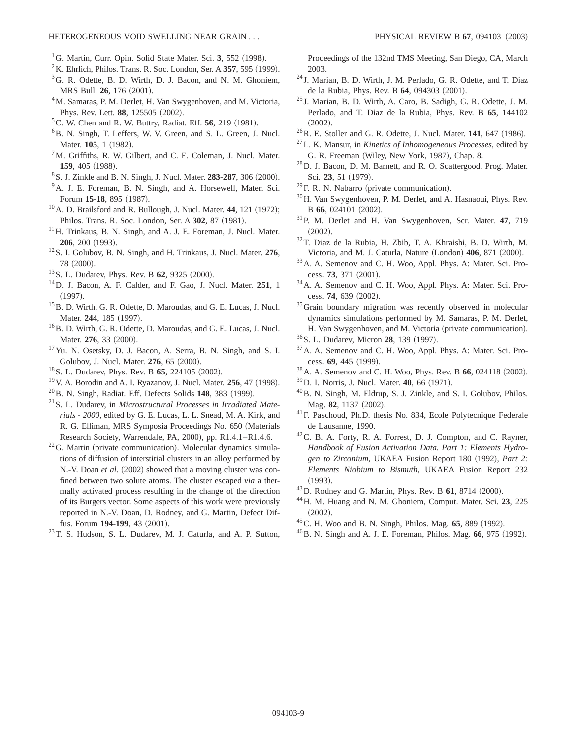[1] G. Martin, Curr. Opin. Solid State Mater. Sci. **3**, 552 (1998).

[2] K. Ehrlich, Philos. Trans. R. Soc. London, Ser. A **357**, 595 (1999).

[3] G. R. Odette, B. D. Wirth, D. J. Bacon, and N. M. Ghoniem, MRS Bull. **26**, 176 (2001).

[4] M. Samaras, P. M. Derlet, H. Van Swygenhoven, and M. Victoria, Phys. Rev. Lett. **88**, 125505 (2002).

[5] C. W. Chen and R. W. Buttry, Radiat. Eff. **56**, 219 (1981).

[6] B. N. Singh, T. Leffers, W. V. Green, and S. L. Green, J. Nucl. Mater. **105**, 1 (1982).

[7] M. Griffiths, R. W. Gilbert, and C. E. Coleman, J. Nucl. Mater. **159**, 405 (1988).

[8] S. J. Zinkle and B. N. Singh, J. Nucl. Mater. **283-287**, 306 (2000).

[9] A. J. E. Foreman, B. N. Singh, and A. Horsewell, Mater. Sci. Forum **15-18**, 895 (1987).

[10] A. D. Brailsford and R. Bullough, J. Nucl. Mater. **44**, 121 (1972); Philos. Trans. R. Soc. London, Ser. A **302**, 87 (1981).

[11] H. Trinkaus, B. N. Singh, and A. J. E. Foreman, J. Nucl. Mater. **206**, 200 (1993).

[12] S. I. Golubov, B. N. Singh, and H. Trinkaus, J. Nucl. Mater. **276**, 78 (2000).

[13] S. L. Dudarev, Phys. Rev. B **62**, 9325 (2000).

[14] D. J. Bacon, A. F. Calder, and F. Gao, J. Nucl. Mater. **251**, 1 (1997).

[15] B. D. Wirth, G. R. Odette, D. Maroudas, and G. E. Lucas, J. Nucl. Mater. **244**, 185 (1997).

[16] B. D. Wirth, G. R. Odette, D. Maroudas, and G. E. Lucas, J. Nucl. Mater. **276**, 33 (2000).

[17] Yu. N. Osetsky, D. J. Bacon, A. Serra, B. N. Singh, and S. I. Golubov, J. Nucl. Mater. **276**, 65 (2000).

[18] S. L. Dudarev, Phys. Rev. B **65**, 224105 (2002).

[19] V. A. Borodin and A. I. Ryazanov, J. Nucl. Mater. **256**, 47 (1998).

[20] B. N. Singh, Radiat. Eff. Defects Solids **148**, 383 (1999).

[21] S. L. Dudarev, in *Microstructural Processes in Irradiated Materials - 2000*, edited by G. E. Lucas, L. L. Snead, M. A. Kirk, and R. G. Elliman, MRS Symposia Proceedings No. 650 (Materials Research Society, Warrendale, PA, 2000), pp. R1.4.1–R1.4.6.

[22] G. Martin (private communication). Molecular dynamics simulations of diffusion of interstitial clusters in an alloy performed by N.-V. Doan *et al.* (2002) showed that a moving cluster was confined between two solute atoms. The cluster escaped *via* a thermally activated process resulting in the change of the direction of its Burgers vector. Some aspects of this work were previously reported in N.-V. Doan, D. Rodney, and G. Martin, Defect Diffus. Forum **194-199**, 43 (2001).

[23] T. S. Hudson, S. L. Dudarev, M. J. Caturla, and A. P. Sutton, Proceedings of the 132nd TMS Meeting, San Diego, CA, March 2003.

[24] J. Marian, B. D. Wirth, J. M. Perlado, G. R. Odette, and T. Diaz de la Rubia, Phys. Rev. B **64**, 094303 (2001).

[25] J. Marian, B. D. Wirth, A. Caro, B. Sadigh, G. R. Odette, J. M. Perlado, and T. Diaz de la Rubia, Phys. Rev. B **65**, 144102 (2002).

[26] R. E. Stoller and G. R. Odette, J. Nucl. Mater. **141**, 647 (1986).

[27] L. K. Mansur, in *Kinetics of Inhomogeneous Processes*, edited by G. R. Freeman (Wiley, New York, 1987), Chap. 8.

[28] D. J. Bacon, D. M. Barnett, and R. O. Scattergood, Prog. Mater. Sci. **23**, 51 (1979).

[29] F. R. N. Nabarro (private communication).

[30] H. Van Swygenhoven, P. M. Derlet, and A. Hasnaoui, Phys. Rev. B **66**, 024101 (2002).

[31] P. M. Derlet and H. Van Swygenhoven, Scr. Mater. **47**, 719 (2002).

[32] T. Diaz de la Rubia, H. Zbib, T. A. Khraishi, B. D. Wirth, M. Victoria, and M. J. Caturla, Nature (London) **406**, 871 (2000).

[33] A. A. Semenov and C. H. Woo, Appl. Phys. A: Mater. Sci. Process. **73**, 371 (2001).

[34] A. A. Semenov and C. H. Woo, Appl. Phys. A: Mater. Sci. Process. **74**, 639 (2002).

[35] Grain boundary migration was recently observed in molecular dynamics simulations performed by M. Samaras, P. M. Derlet, H. Van Swygenhoven, and M. Victoria (private communication).

[36] S. L. Dudarev, Micron **28**, 139 (1997).

[37] A. A. Semenov and C. H. Woo, Appl. Phys. A: Mater. Sci. Process. **69**, 445 (1999).

[38] A. A. Semenov and C. H. Woo, Phys. Rev. B **66**, 024118 (2002).

[39] D. I. Norris, J. Nucl. Mater. **40**, 66 (1971).

[40] B. N. Singh, M. Eldrup, S. J. Zinkle, and S. I. Golubov, Philos. Mag. **82**, 1137 (2002).

[41] F. Paschoud, Ph.D. thesis No. 834, Ecole Polytecnique Federale de Lausanne, 1990.

[42] C. B. A. Forty, R. A. Forrest, D. J. Compton, and C. Rayner, *Handbook of Fusion Activation Data. Part 1: Elements Hydrogen to Zirconium*, UKAEA Fusion Report 180 (1992), *Part 2: Elements Niobium to Bismuth*, UKAEA Fusion Report 232 (1993).

[43] D. Rodney and G. Martin, Phys. Rev. B **61**, 8714 (2000).

[44] H. M. Huang and N. M. Ghoniem, Comput. Mater. Sci. **23**, 225 (2002).

[45] C. H. Woo and B. N. Singh, Philos. Mag. **65**, 889 (1992).

[46] B. N. Singh and A. J. E. Foreman, Philos. Mag. **66**, 975 (1992).